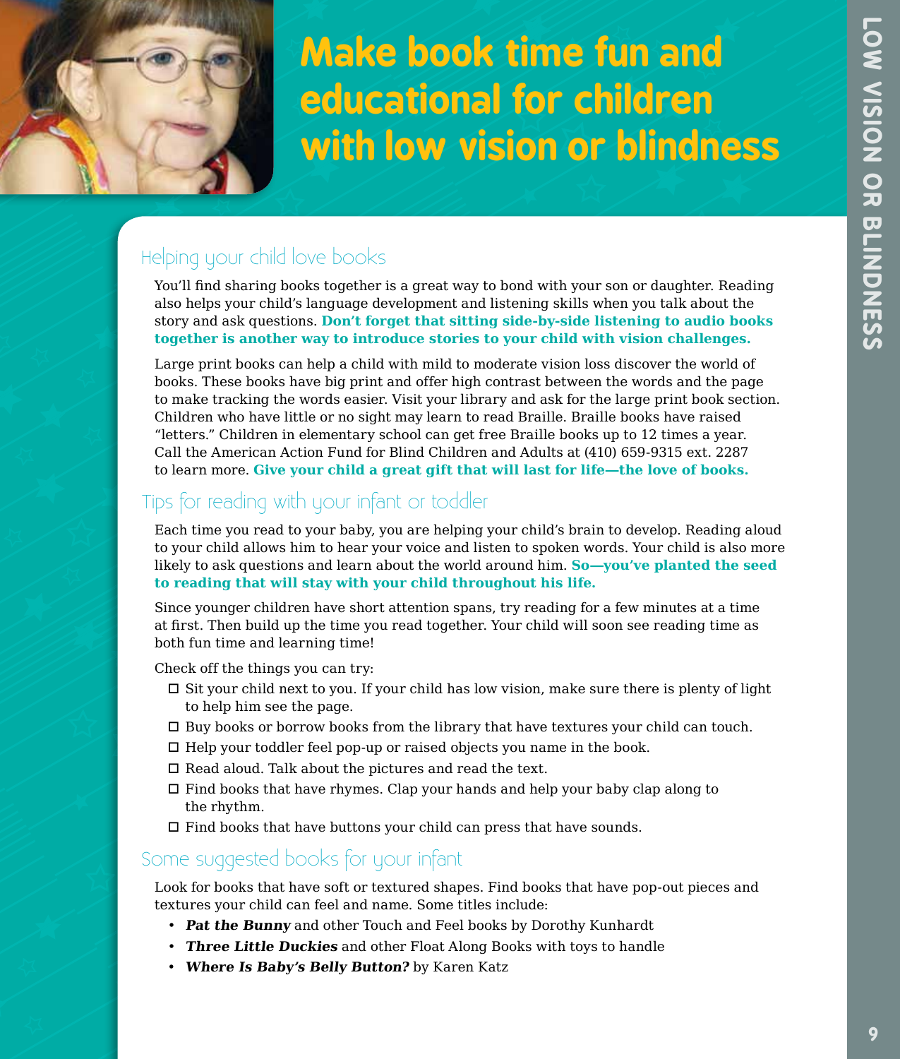# Make book time fun and educational for children with low vision or blindness

## Helping your child love books

You'll find sharing books together is a great way to bond with your son or daughter. Reading also helps your child's language development and listening skills when you talk about the story and ask questions. **Don't forget that sitting side-by-side listening to audio books together is another way to introduce stories to your child with vision challenges.**

Large print books can help a child with mild to moderate vision loss discover the world of books. These books have big print and offer high contrast between the words and the page to make tracking the words easier. Visit your library and ask for the large print book section. Children who have little or no sight may learn to read Braille. Braille books have raised "letters." Children in elementary school can get free Braille books up to 12 times a year. Call the American Action Fund for Blind Children and Adults at (410) 659-9315 ext. 2287 to learn more. **Give your child a great gift that will last for life—the love of books.**

## Tips for reading with your infant or toddler

Each time you read to your baby, you are helping your child's brain to develop. Reading aloud to your child allows him to hear your voice and listen to spoken words. Your child is also more likely to ask questions and learn about the world around him. **So—you've planted the seed to reading that will stay with your child throughout his life.**

Since younger children have short attention spans, try reading for a few minutes at a time at first. Then build up the time you read together. Your child will soon see reading time as both fun time and learning time!

Check off the things you can try:

- ☐ Sit your child next to you. If your child has low vision, make sure there is plenty of light to help him see the page.
- ☐ Buy books or borrow books from the library that have textures your child can touch.
- ☐ Help your toddler feel pop-up or raised objects you name in the book.
- ☐ Read aloud. Talk about the pictures and read the text.
- ☐ Find books that have rhymes. Clap your hands and help your baby clap along to the rhythm.
- ☐ Find books that have buttons your child can press that have sounds.

## Some suggested books for your infant

Look for books that have soft or textured shapes. Find books that have pop-out pieces and textures your child can feel and name. Some titles include:

- ***Pat the Bunny*** and other Touch and Feel books by Dorothy Kunhardt
- ***Three Little Duckies*** and other Float Along Books with toys to handle
- ***Where Is Baby's Belly Button?*** by Karen Katz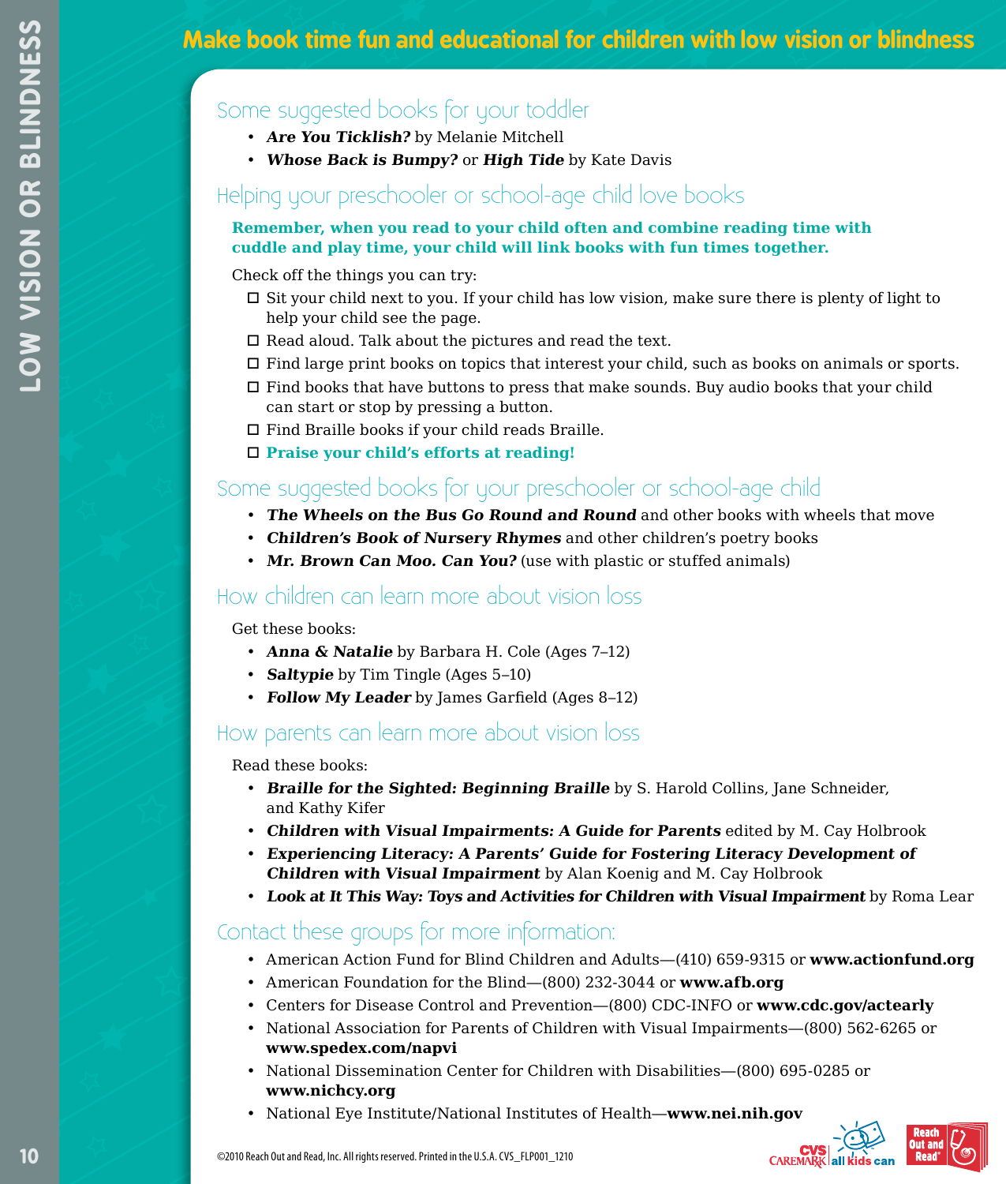# Make book time fun and educational for children with low vision or blindness

## Some suggested books for your toddler

- ***Are You Ticklish?*** by Melanie Mitchell
- ***Whose Back is Bumpy?*** or ***High Tide*** by Kate Davis

## Helping your preschooler or school-age child love books

**Remember, when you read to your child often and combine reading time with cuddle and play time, your child will link books with fun times together.**

Check off the things you can try:

- ☐ Sit your child next to you. If your child has low vision, make sure there is plenty of light to help your child see the page.
- ☐ Read aloud. Talk about the pictures and read the text.
- ☐ Find large print books on topics that interest your child, such as books on animals or sports.
- ☐ Find books that have buttons to press that make sounds. Buy audio books that your child can start or stop by pressing a button.
- ☐ Find Braille books if your child reads Braille.
- ☐ **Praise your child's efforts at reading!**

## Some suggested books for your preschooler or school-age child

- ***The Wheels on the Bus Go Round and Round*** and other books with wheels that move
- ***Children's Book of Nursery Rhymes*** and other children's poetry books
- ***Mr. Brown Can Moo. Can You?*** (use with plastic or stuffed animals)

## How children can learn more about vision loss

Get these books:

- ***Anna & Natalie*** by Barbara H. Cole (Ages 7–12)
- ***Saltypie*** by Tim Tingle (Ages 5–10)
- ***Follow My Leader*** by James Garfield (Ages 8–12)

## How parents can learn more about vision loss

Read these books:

- ***Braille for the Sighted: Beginning Braille*** by S. Harold Collins, Jane Schneider, and Kathy Kifer
- ***Children with Visual Impairments: A Guide for Parents*** edited by M. Cay Holbrook
- ***Experiencing Literacy: A Parents' Guide for Fostering Literacy Development of Children with Visual Impairment*** by Alan Koenig and M. Cay Holbrook
- ***Look at It This Way: Toys and Activities for Children with Visual Impairment*** by Roma Lear

## Contact these groups for more information:

- American Action Fund for Blind Children and Adults—(410) 659-9315 or **www.actionfund.org**
- American Foundation for the Blind—(800) 232-3044 or **www.afb.org**
- Centers for Disease Control and Prevention—(800) CDC-INFO or **www.cdc.gov/actearly**
- National Association for Parents of Children with Visual Impairments—(800) 562-6265 or **www.spedex.com/napvi**
- National Dissemination Center for Children with Disabilities—(800) 695-0285 or **www.nichcy.org**
- National Eye Institute/National Institutes of Health—**www.nei.nih.gov**

©2010 Reach Out and Read, Inc. All rights reserved. Printed in the U.S.A. CVS_FLP001_1210